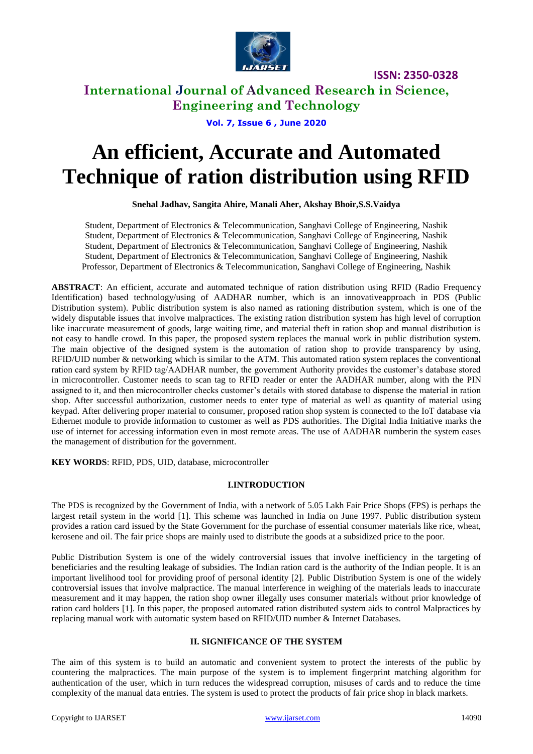# An efficient, Accurate and Automated Technique of ration distribution using RFID

**Snehal Jadhav, Sangita Ahire, Manali Aher, Akshay Bhoir,S.S.Vaidya**

Student, Department of Electronics & Telecommunication, Sanghavi College of Engineering, Nashik
Student, Department of Electronics & Telecommunication, Sanghavi College of Engineering, Nashik
Student, Department of Electronics & Telecommunication, Sanghavi College of Engineering, Nashik
Student, Department of Electronics & Telecommunication, Sanghavi College of Engineering, Nashik
Professor, Department of Electronics & Telecommunication, Sanghavi College of Engineering, Nashik

**ABSTRACT**: An efficient, accurate and automated technique of ration distribution using RFID (Radio Frequency Identification) based technology/using of AADHAR number, which is an innovativeapproach in PDS (Public Distribution system). Public distribution system is also named as rationing distribution system, which is one of the widely disputable issues that involve malpractices. The existing ration distribution system has high level of corruption like inaccurate measurement of goods, large waiting time, and material theft in ration shop and manual distribution is not easy to handle crowd. In this paper, the proposed system replaces the manual work in public distribution system. The main objective of the designed system is the automation of ration shop to provide transparency by using, RFID/UID number & networking which is similar to the ATM. This automated ration system replaces the conventional ration card system by RFID tag/AADHAR number, the government Authority provides the customer's database stored in microcontroller. Customer needs to scan tag to RFID reader or enter the AADHAR number, along with the PIN assigned to it, and then microcontroller checks customer's details with stored database to dispense the material in ration shop. After successful authorization, customer needs to enter type of material as well as quantity of material using keypad. After delivering proper material to consumer, proposed ration shop system is connected to the IoT database via Ethernet module to provide information to customer as well as PDS authorities. The Digital India Initiative marks the use of internet for accessing information even in most remote areas. The use of AADHAR numberin the system eases the management of distribution for the government.

**KEY WORDS**: RFID, PDS, UID, database, microcontroller

## I.INTRODUCTION

The PDS is recognized by the Government of India, with a network of 5.05 Lakh Fair Price Shops (FPS) is perhaps the largest retail system in the world [1]. This scheme was launched in India on June 1997. Public distribution system provides a ration card issued by the State Government for the purchase of essential consumer materials like rice, wheat, kerosene and oil. The fair price shops are mainly used to distribute the goods at a subsidized price to the poor.

Public Distribution System is one of the widely controversial issues that involve inefficiency in the targeting of beneficiaries and the resulting leakage of subsidies. The Indian ration card is the authority of the Indian people. It is an important livelihood tool for providing proof of personal identity [2]. Public Distribution System is one of the widely controversial issues that involve malpractice. The manual interference in weighing of the materials leads to inaccurate measurement and it may happen, the ration shop owner illegally uses consumer materials without prior knowledge of ration card holders [1]. In this paper, the proposed automated ration distributed system aids to control Malpractices by replacing manual work with automatic system based on RFID/UID number & Internet Databases.

## II. SIGNIFICANCE OF THE SYSTEM

The aim of this system is to build an automatic and convenient system to protect the interests of the public by countering the malpractices. The main purpose of the system is to implement fingerprint matching algorithm for authentication of the user, which in turn reduces the widespread corruption, misuses of cards and to reduce the time complexity of the manual data entries. The system is used to protect the products of fair price shop in black markets.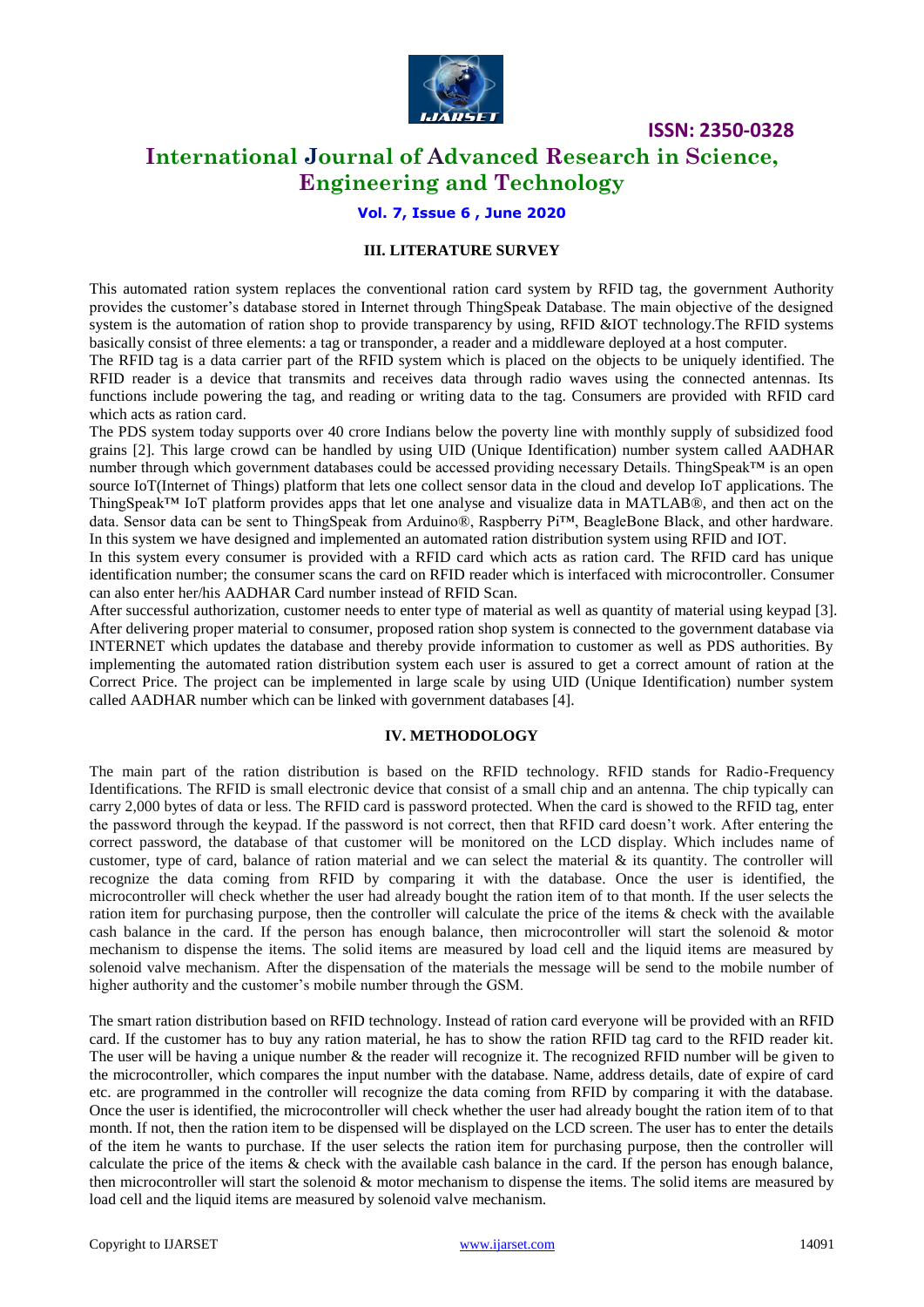## III. LITERATURE SURVEY

This automated ration system replaces the conventional ration card system by RFID tag, the government Authority provides the customer's database stored in Internet through ThingSpeak Database. The main objective of the designed system is the automation of ration shop to provide transparency by using, RFID &IOT technology.The RFID systems basically consist of three elements: a tag or transponder, a reader and a middleware deployed at a host computer.

The RFID tag is a data carrier part of the RFID system which is placed on the objects to be uniquely identified. The RFID reader is a device that transmits and receives data through radio waves using the connected antennas. Its functions include powering the tag, and reading or writing data to the tag. Consumers are provided with RFID card which acts as ration card.

The PDS system today supports over 40 crore Indians below the poverty line with monthly supply of subsidized food grains [2]. This large crowd can be handled by using UID (Unique Identification) number system called AADHAR number through which government databases could be accessed providing necessary Details. ThingSpeak™ is an open source IoT(Internet of Things) platform that lets one collect sensor data in the cloud and develop IoT applications. The ThingSpeak™ IoT platform provides apps that let one analyse and visualize data in MATLAB®, and then act on the data. Sensor data can be sent to ThingSpeak from Arduino®, Raspberry Pi™, BeagleBone Black, and other hardware. In this system we have designed and implemented an automated ration distribution system using RFID and IOT.

In this system every consumer is provided with a RFID card which acts as ration card. The RFID card has unique identification number; the consumer scans the card on RFID reader which is interfaced with microcontroller. Consumer can also enter her/his AADHAR Card number instead of RFID Scan.

After successful authorization, customer needs to enter type of material as well as quantity of material using keypad [3]. After delivering proper material to consumer, proposed ration shop system is connected to the government database via INTERNET which updates the database and thereby provide information to customer as well as PDS authorities. By implementing the automated ration distribution system each user is assured to get a correct amount of ration at the Correct Price. The project can be implemented in large scale by using UID (Unique Identification) number system called AADHAR number which can be linked with government databases [4].

## IV. METHODOLOGY

The main part of the ration distribution is based on the RFID technology. RFID stands for Radio-Frequency Identifications. The RFID is small electronic device that consist of a small chip and an antenna. The chip typically can carry 2,000 bytes of data or less. The RFID card is password protected. When the card is showed to the RFID tag, enter the password through the keypad. If the password is not correct, then that RFID card doesn't work. After entering the correct password, the database of that customer will be monitored on the LCD display. Which includes name of customer, type of card, balance of ration material and we can select the material & its quantity. The controller will recognize the data coming from RFID by comparing it with the database. Once the user is identified, the microcontroller will check whether the user had already bought the ration item of to that month. If the user selects the ration item for purchasing purpose, then the controller will calculate the price of the items & check with the available cash balance in the card. If the person has enough balance, then microcontroller will start the solenoid & motor mechanism to dispense the items. The solid items are measured by load cell and the liquid items are measured by solenoid valve mechanism. After the dispensation of the materials the message will be send to the mobile number of higher authority and the customer's mobile number through the GSM.

The smart ration distribution based on RFID technology. Instead of ration card everyone will be provided with an RFID card. If the customer has to buy any ration material, he has to show the ration RFID tag card to the RFID reader kit. The user will be having a unique number & the reader will recognize it. The recognized RFID number will be given to the microcontroller, which compares the input number with the database. Name, address details, date of expire of card etc. are programmed in the controller will recognize the data coming from RFID by comparing it with the database. Once the user is identified, the microcontroller will check whether the user had already bought the ration item of to that month. If not, then the ration item to be dispensed will be displayed on the LCD screen. The user has to enter the details of the item he wants to purchase. If the user selects the ration item for purchasing purpose, then the controller will calculate the price of the items & check with the available cash balance in the card. If the person has enough balance, then microcontroller will start the solenoid & motor mechanism to dispense the items. The solid items are measured by load cell and the liquid items are measured by solenoid valve mechanism.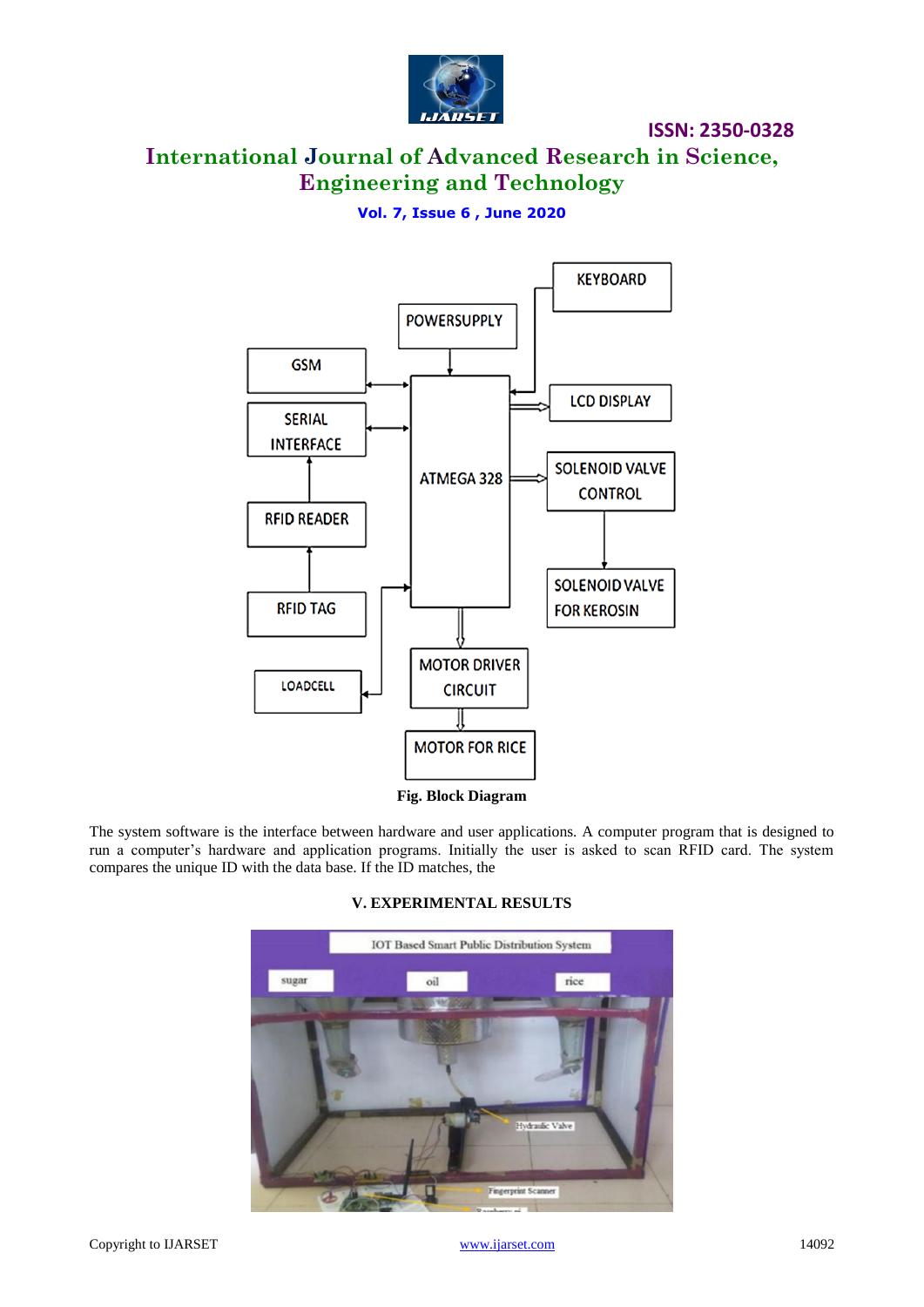Fig. Block Diagram

The system software is the interface between hardware and user applications. A computer program that is designed to run a computer's hardware and application programs. Initially the user is asked to scan RFID card. The system compares the unique ID with the data base. If the ID matches, the

## V. EXPERIMENTAL RESULTS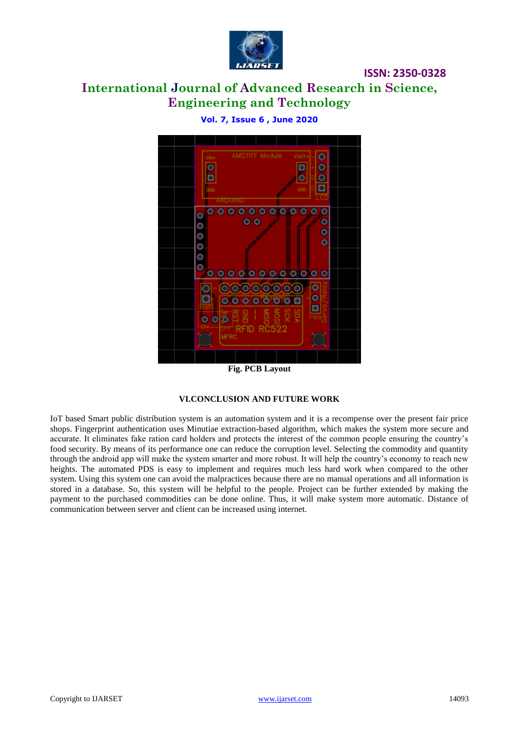Fig. PCB Layout

## VI.CONCLUSION AND FUTURE WORK

IoT based Smart public distribution system is an automation system and it is a recompense over the present fair price shops. Fingerprint authentication uses Minutiae extraction-based algorithm, which makes the system more secure and accurate. It eliminates fake ration card holders and protects the interest of the common people ensuring the country's food security. By means of its performance one can reduce the corruption level. Selecting the commodity and quantity through the android app will make the system smarter and more robust. It will help the country's economy to reach new heights. The automated PDS is easy to implement and requires much less hard work when compared to the other system. Using this system one can avoid the malpractices because there are no manual operations and all information is stored in a database. So, this system will be helpful to the people. Project can be further extended by making the payment to the purchased commodities can be done online. Thus, it will make system more automatic. Distance of communication between server and client can be increased using internet.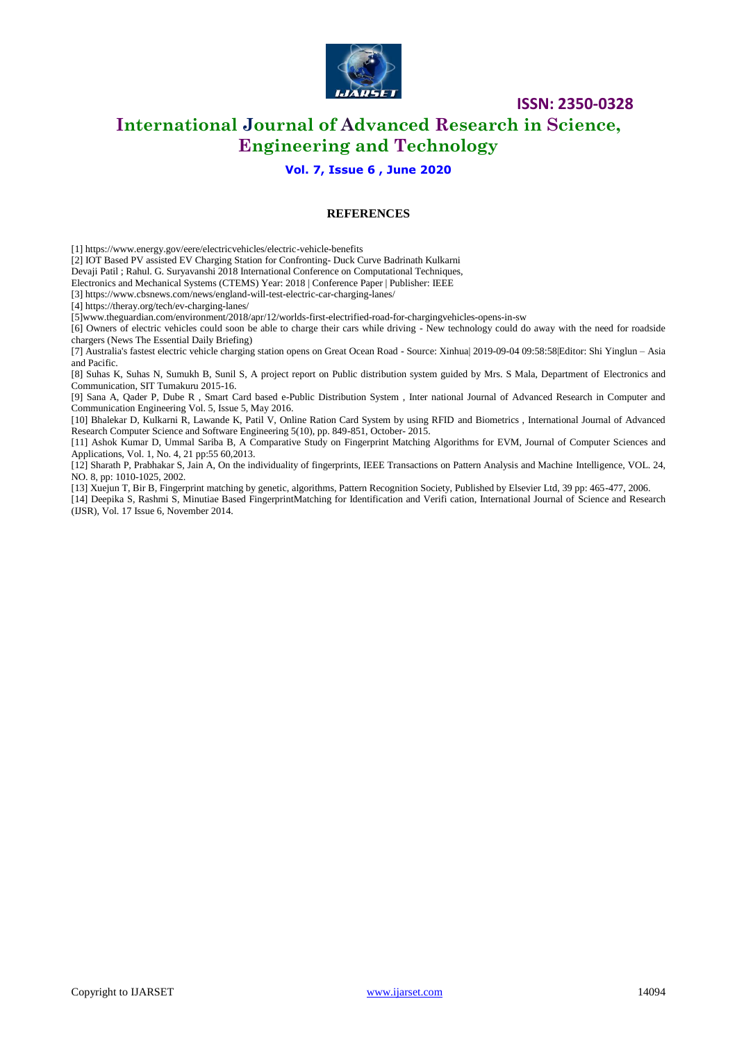## REFERENCES

[1] https://www.energy.gov/eere/electricvehicles/electric-vehicle-benefits

[2] IOT Based PV assisted EV Charging Station for Confronting- Duck Curve Badrinath Kulkarni Devaji Patil ; Rahul. G. Suryavanshi 2018 International Conference on Computational Techniques, Electronics and Mechanical Systems (CTEMS) Year: 2018 | Conference Paper | Publisher: IEEE

[3] https://www.cbsnews.com/news/england-will-test-electric-car-charging-lanes/

[4] https://theray.org/tech/ev-charging-lanes/

[5]www.theguardian.com/environment/2018/apr/12/worlds-first-electrified-road-for-chargingvehicles-opens-in-sw

[6] Owners of electric vehicles could soon be able to charge their cars while driving - New technology could do away with the need for roadside chargers (News The Essential Daily Briefing)

[7] Australia's fastest electric vehicle charging station opens on Great Ocean Road - Source: Xinhua| 2019-09-04 09:58:58|Editor: Shi Yinglun – Asia and Pacific.

[8] Suhas K, Suhas N, Sumukh B, Sunil S, A project report on Public distribution system guided by Mrs. S Mala, Department of Electronics and Communication, SIT Tumakuru 2015-16.

[9] Sana A, Qader P, Dube R , Smart Card based e-Public Distribution System , Inter national Journal of Advanced Research in Computer and Communication Engineering Vol. 5, Issue 5, May 2016.

[10] Bhalekar D, Kulkarni R, Lawande K, Patil V, Online Ration Card System by using RFID and Biometrics , International Journal of Advanced Research Computer Science and Software Engineering 5(10), pp. 849-851, October- 2015.

[11] Ashok Kumar D, Ummal Sariba B, A Comparative Study on Fingerprint Matching Algorithms for EVM, Journal of Computer Sciences and Applications, Vol. 1, No. 4, 21 pp:55 60,2013.

[12] Sharath P, Prabhakar S, Jain A, On the individuality of fingerprints, IEEE Transactions on Pattern Analysis and Machine Intelligence, VOL. 24, NO. 8, pp: 1010-1025, 2002.

[13] Xuejun T, Bir B, Fingerprint matching by genetic, algorithms, Pattern Recognition Society, Published by Elsevier Ltd, 39 pp: 465-477, 2006.

[14] Deepika S, Rashmi S, Minutiae Based FingerprintMatching for Identification and Verifi cation, International Journal of Science and Research (IJSR), Vol. 17 Issue 6, November 2014.